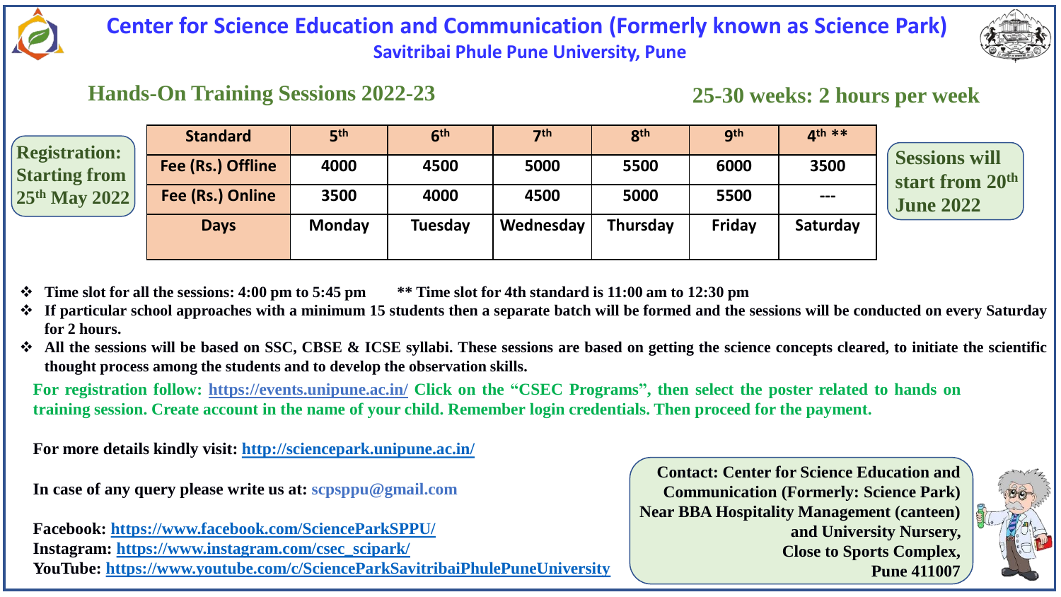# Center for Science Education and Communication (Formerly known as Science Park)

## Savitribai Phule Pune University, Pune

### Hands-On Training Sessions 2022-23

### 25-30 weeks: 2 hours per week

**Registration: Starting from 25th May 2022**

| Standard | 5th | 6th | 7th | 8th | 9th | 4th ** |
|---|---|---|---|---|---|---|
| Fee (Rs.) Offline | 4000 | 4500 | 5000 | 5500 | 6000 | 3500 |
| Fee (Rs.) Online | 3500 | 4000 | 4500 | 5000 | 5500 | --- |
| Days | Monday | Tuesday | Wednesday | Thursday | Friday | Saturday |

**Sessions will start from 20th June 2022**

- **Time slot for all the sessions: 4:00 pm to 5:45 pm** **** Time slot for 4th standard is 11:00 am to 12:30 pm**
- **If particular school approaches with a minimum 15 students then a separate batch will be formed and the sessions will be conducted on every Saturday for 2 hours.**
- **All the sessions will be based on SSC, CBSE & ICSE syllabi. These sessions are based on getting the science concepts cleared, to initiate the scientific thought process among the students and to develop the observation skills.**

**For registration follow: https://events.unipune.ac.in/ Click on the "CSEC Programs", then select the poster related to hands on training session. Create account in the name of your child. Remember login credentials. Then proceed for the payment.**

**For more details kindly visit:** http://sciencepark.unipune.ac.in/

**In case of any query please write us at:** scpsppu@gmail.com

**Facebook:** https://www.facebook.com/ScienceParkSPPU/
**Instagram:** https://www.instagram.com/csec_scipark/
**YouTube:** https://www.youtube.com/c/ScienceParkSavitribaiPhulePuneUniversity

**Contact: Center for Science Education and Communication (Formerly: Science Park)
Near BBA Hospitality Management (canteen) and University Nursery,
Close to Sports Complex,
Pune 411007**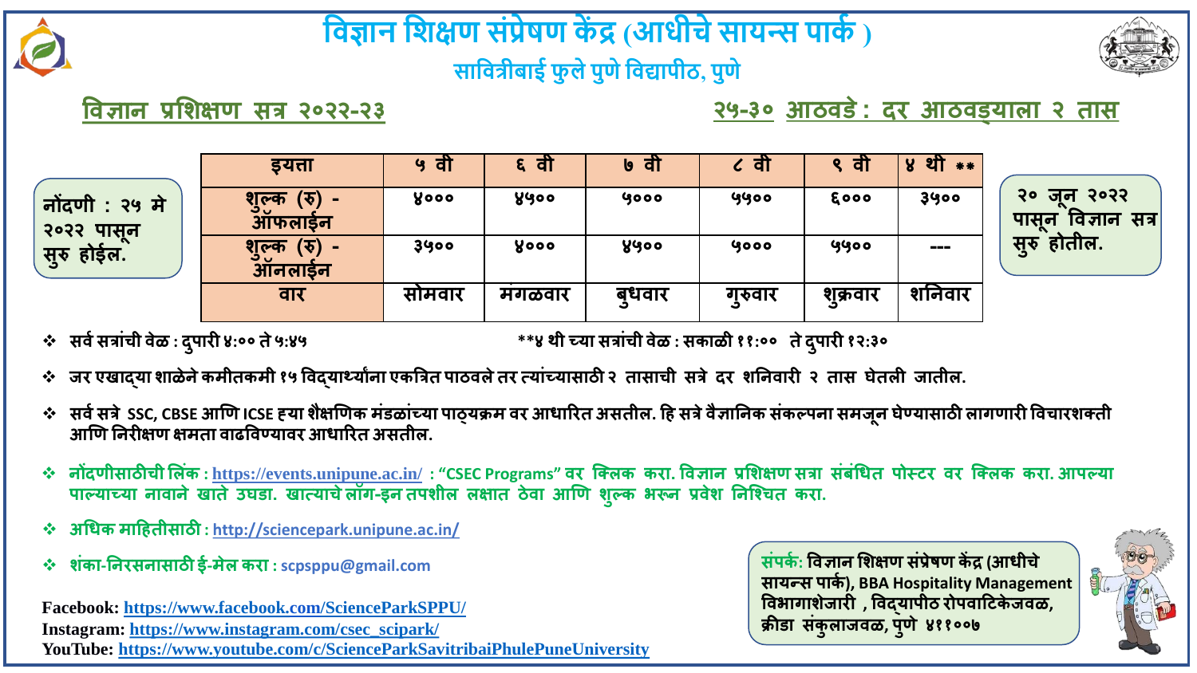# विज्ञान शिक्षण संप्रेषण केंद्र (आधीचे सायन्स पार्क )

## सावित्रीबाई फुले पुणे विद्यापीठ, पुणे

**विज्ञान प्रशिक्षण सत्र २०२२-२३**

**२५-३० आठवडे : दर आठवड्याला २ तास**

नोंदणी : २५ मे २०२२ पासून सुरु होईल.

२० जून २०२२ पासून विज्ञान सत्र सुरु होतील.

| इयत्ता | ५ वी | ६ वी | ७ वी | ८ वी | ९ वी | ४ थी ** |
|---|---|---|---|---|---|---|
| शुल्क (रु) - ऑफलाईन | ४००० | ४५०० | ५००० | ५५०० | ६००० | ३५०० |
| शुल्क (रु) - ऑनलाईन | ३५०० | ४००० | ४५०० | ५००० | ५५०० | --- |
| वार | सोमवार | मंगळवार | बुधवार | गुरुवार | शुक्रवार | शनिवार |

- सर्व सत्रांची वेळ : दुपारी ४:०० ते ५:४५ &nbsp;&nbsp;&nbsp; **४ थी च्या सत्रांची वेळ : सकाळी ११:०० ते दुपारी १२:३०
- जर एखाद्या शाळेने कमीतकमी १५ विद्यार्थ्यांना एकत्रित पाठवले तर त्यांच्यासाठी २ तासाची सत्रे दर शनिवारी २ तास घेतली जातील.
- सर्व सत्रे SSC, CBSE आणि ICSE ह्या शैक्षणिक मंडळांच्या पाठ्यक्रम वर आधारित असतील. हि सत्रे वैज्ञानिक संकल्पना समजून घेण्यासाठी लागणारी विचारशक्ती आणि निरीक्षण क्षमता वाढविण्यावर आधारित असतील.
- नोंदणीसाठीची लिंक : https://events.unipune.ac.in/ : "CSEC Programs" वर क्लिक करा. विज्ञान प्रशिक्षण सत्रा संबंधित पोस्टर वर क्लिक करा. आपल्या पाल्याच्या नावाने खाते उघडा. खात्याचे लॉग-इन तपशील लक्षात ठेवा आणि शुल्क भरून प्रवेश निश्चित करा.
- अधिक माहितीसाठी : http://sciencepark.unipune.ac.in/
- शंका-निरसनासाठी ई-मेल करा : scpsppu@gmail.com

**Facebook:** https://www.facebook.com/ScienceParkSPPU/
**Instagram:** https://www.instagram.com/csec_scipark/
**YouTube:** https://www.youtube.com/c/ScienceParkSavitribaiPhulePuneUniversity

संपर्क: विज्ञान शिक्षण संप्रेषण केंद्र (आधीचे सायन्स पार्क), BBA Hospitality Management विभागाशेजारी , विद्यापीठ रोपवाटिकेजवळ, क्रीडा संकुलाजवळ, पुणे ४११००७